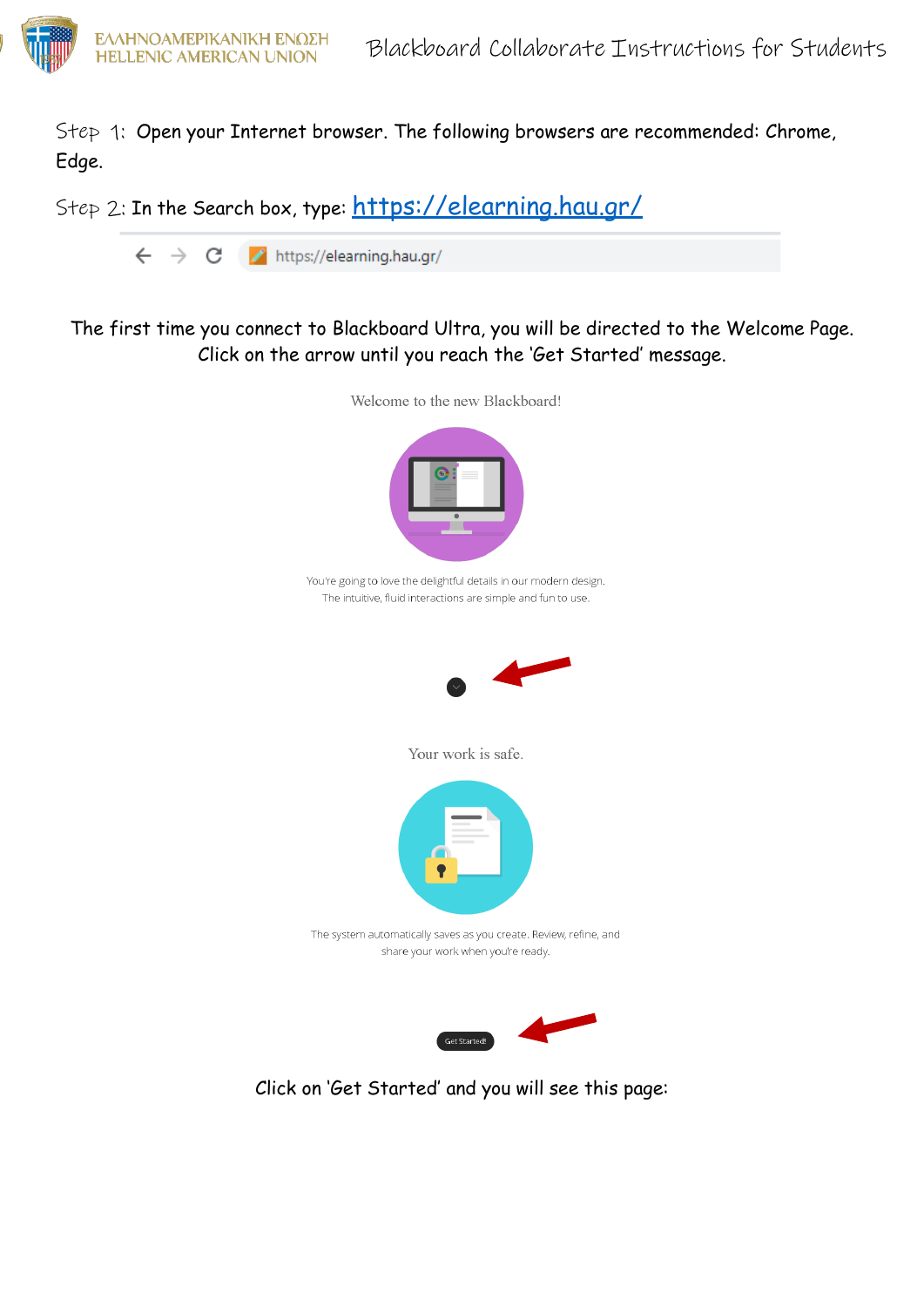# Blackboard Collaborate Instructions for Students

Step 1: Open your Internet browser. The following browsers are recommended: Chrome, Edge.

Step 2: In the Search box, type: https://elearning.hau.gr/

https://elearning.hau.gr/

The first time you connect to Blackboard Ultra, you will be directed to the Welcome Page. Click on the arrow until you reach the 'Get Started' message.

Welcome to the new Blackboard!

You're going to love the delightful details in our modern design. The intuitive, fluid interactions are simple and fun to use.

Your work is safe.

The system automatically saves as you create. Review, refine, and share your work when you're ready.

Get Started!

Click on 'Get Started' and you will see this page: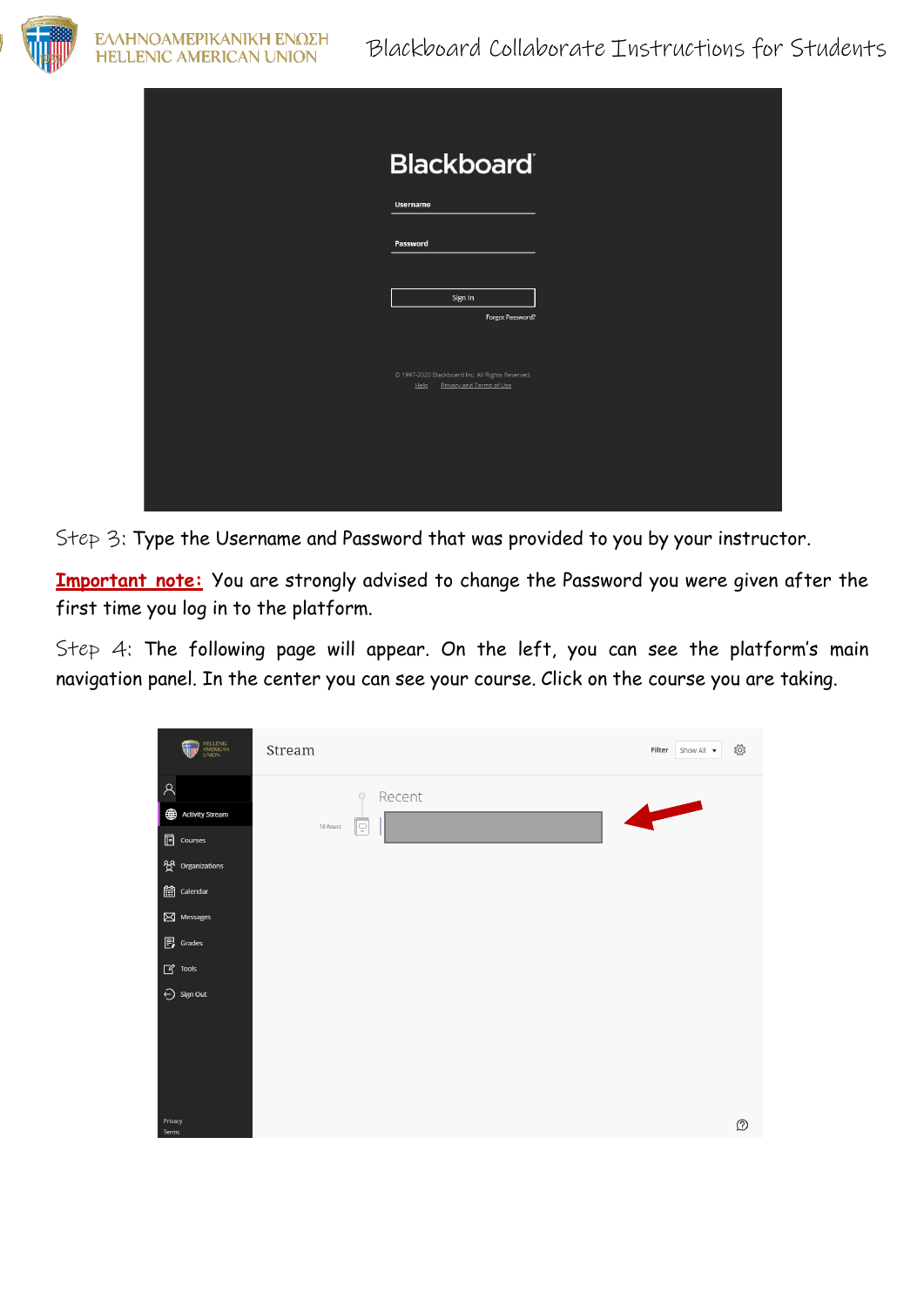Step 3: Type the Username and Password that was provided to you by your instructor.

**Important note:** You are strongly advised to change the Password you were given after the first time you log in to the platform.

Step 4: The following page will appear. On the left, you can see the platform's main navigation panel. In the center you can see your course. Click on the course you are taking.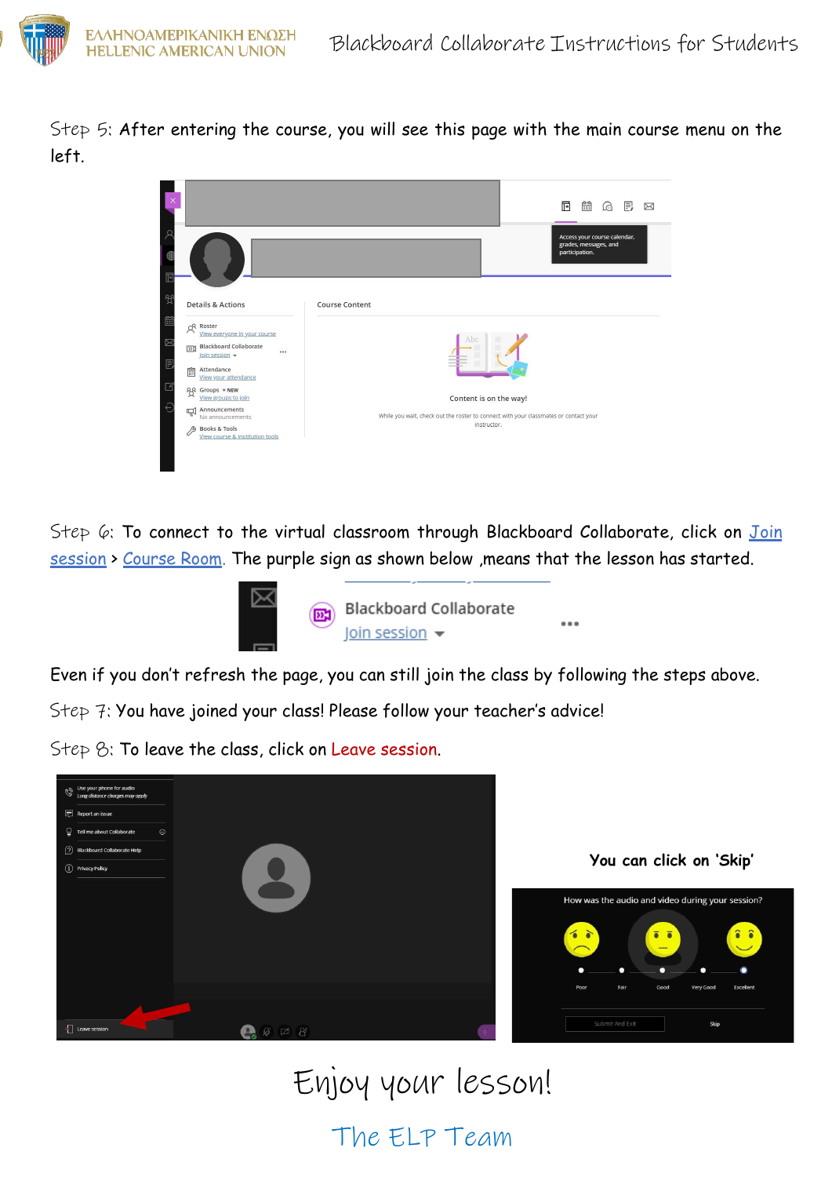Step 5: After entering the course, you will see this page with the main course menu on the left.

Step 6: To connect to the virtual classroom through Blackboard Collaborate, click on Join session > Course Room. The purple sign as shown below ,means that the lesson has started.

Even if you don't refresh the page, you can still join the class by following the steps above.

Step 7: You have joined your class! Please follow your teacher's advice!

Step 8: To leave the class, click on Leave session.

**You can click on 'Skip'**

Enjoy your lesson!

The ELP Team